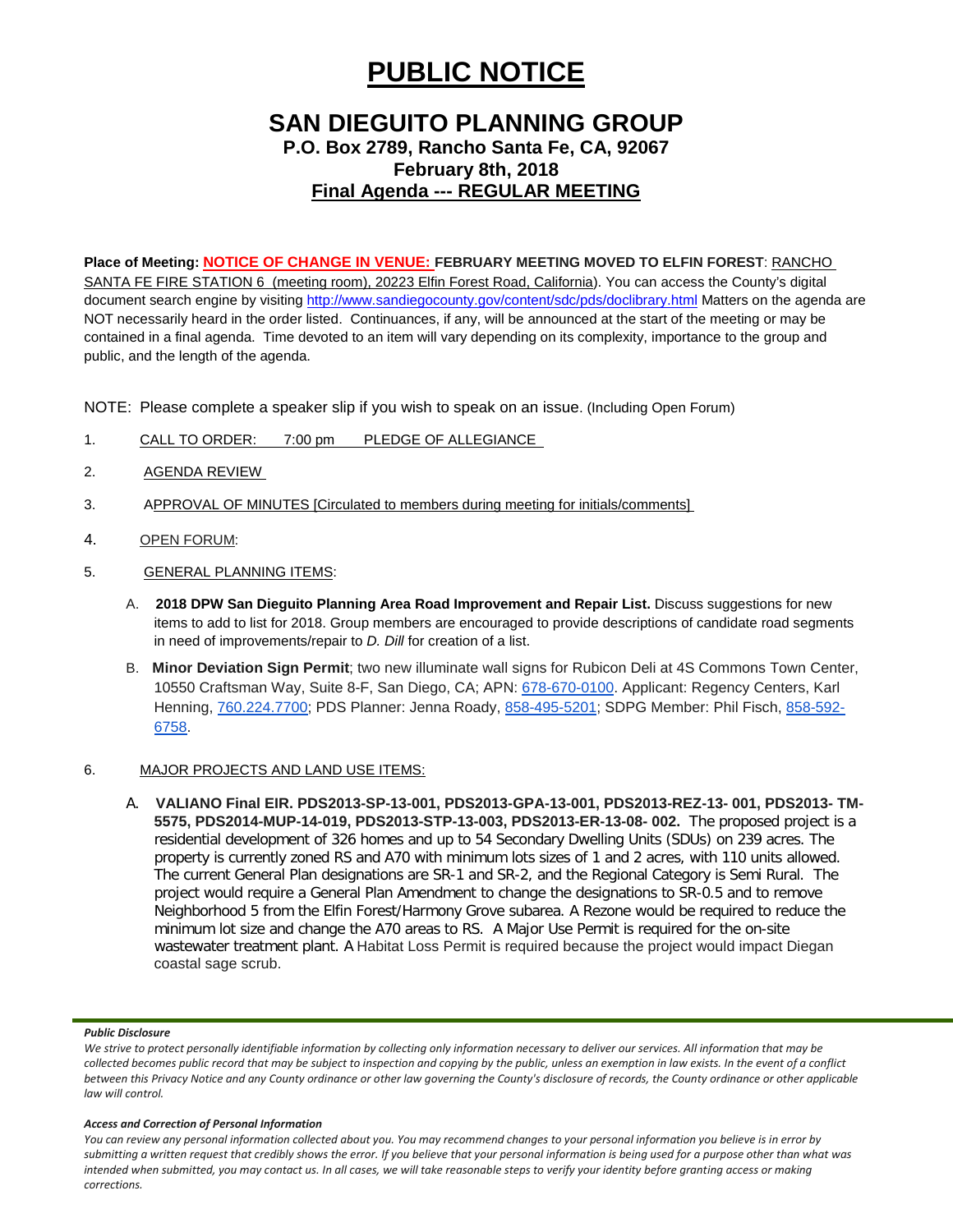# PUBLIC NOTICE

## SAN DIEGUITO PLANNING GROUP

**P.O. Box 2789, Rancho Santa Fe, CA, 92067**
**February 8th, 2018**
**Final Agenda --- REGULAR MEETING**

**Place of Meeting: NOTICE OF CHANGE IN VENUE: FEBRUARY MEETING MOVED TO ELFIN FOREST**: RANCHO SANTA FE FIRE STATION 6 (meeting room), 20223 Elfin Forest Road, California). You can access the County's digital document search engine by visiting http://www.sandiegocounty.gov/content/sdc/pds/doclibrary.html Matters on the agenda are NOT necessarily heard in the order listed. Continuances, if any, will be announced at the start of the meeting or may be contained in a final agenda. Time devoted to an item will vary depending on its complexity, importance to the group and public, and the length of the agenda.

NOTE: Please complete a speaker slip if you wish to speak on an issue. (Including Open Forum)

1. CALL TO ORDER: 7:00 pm PLEDGE OF ALLEGIANCE
2. AGENDA REVIEW
3. APPROVAL OF MINUTES [Circulated to members during meeting for initials/comments]
4. OPEN FORUM:
5. GENERAL PLANNING ITEMS:

   A. **2018 DPW San Dieguito Planning Area Road Improvement and Repair List.** Discuss suggestions for new items to add to list for 2018. Group members are encouraged to provide descriptions of candidate road segments in need of improvements/repair to *D. Dill* for creation of a list.

   B. **Minor Deviation Sign Permit**; two new illuminate wall signs for Rubicon Deli at 4S Commons Town Center, 10550 Craftsman Way, Suite 8-F, San Diego, CA; APN: 678-670-0100. Applicant: Regency Centers, Karl Henning, 760.224.7700; PDS Planner: Jenna Roady, 858-495-5201; SDPG Member: Phil Fisch, 858-592-6758.

6. MAJOR PROJECTS AND LAND USE ITEMS:

   A. **VALIANO Final EIR. PDS2013-SP-13-001, PDS2013-GPA-13-001, PDS2013-REZ-13- 001, PDS2013- TM-5575, PDS2014-MUP-14-019, PDS2013-STP-13-003, PDS2013-ER-13-08- 002.** The proposed project is a residential development of 326 homes and up to 54 Secondary Dwelling Units (SDUs) on 239 acres. The property is currently zoned RS and A70 with minimum lots sizes of 1 and 2 acres, with 110 units allowed. The current General Plan designations are SR-1 and SR-2, and the Regional Category is Semi Rural. The project would require a General Plan Amendment to change the designations to SR-0.5 and to remove Neighborhood 5 from the Elfin Forest/Harmony Grove subarea. A Rezone would be required to reduce the minimum lot size and change the A70 areas to RS. A Major Use Permit is required for the on-site wastewater treatment plant. A Habitat Loss Permit is required because the project would impact Diegan coastal sage scrub.

***Public Disclosure***

*We strive to protect personally identifiable information by collecting only information necessary to deliver our services. All information that may be collected becomes public record that may be subject to inspection and copying by the public, unless an exemption in law exists. In the event of a conflict between this Privacy Notice and any County ordinance or other law governing the County's disclosure of records, the County ordinance or other applicable law will control.*

***Access and Correction of Personal Information***

*You can review any personal information collected about you. You may recommend changes to your personal information you believe is in error by submitting a written request that credibly shows the error. If you believe that your personal information is being used for a purpose other than what was intended when submitted, you may contact us. In all cases, we will take reasonable steps to verify your identity before granting access or making corrections.*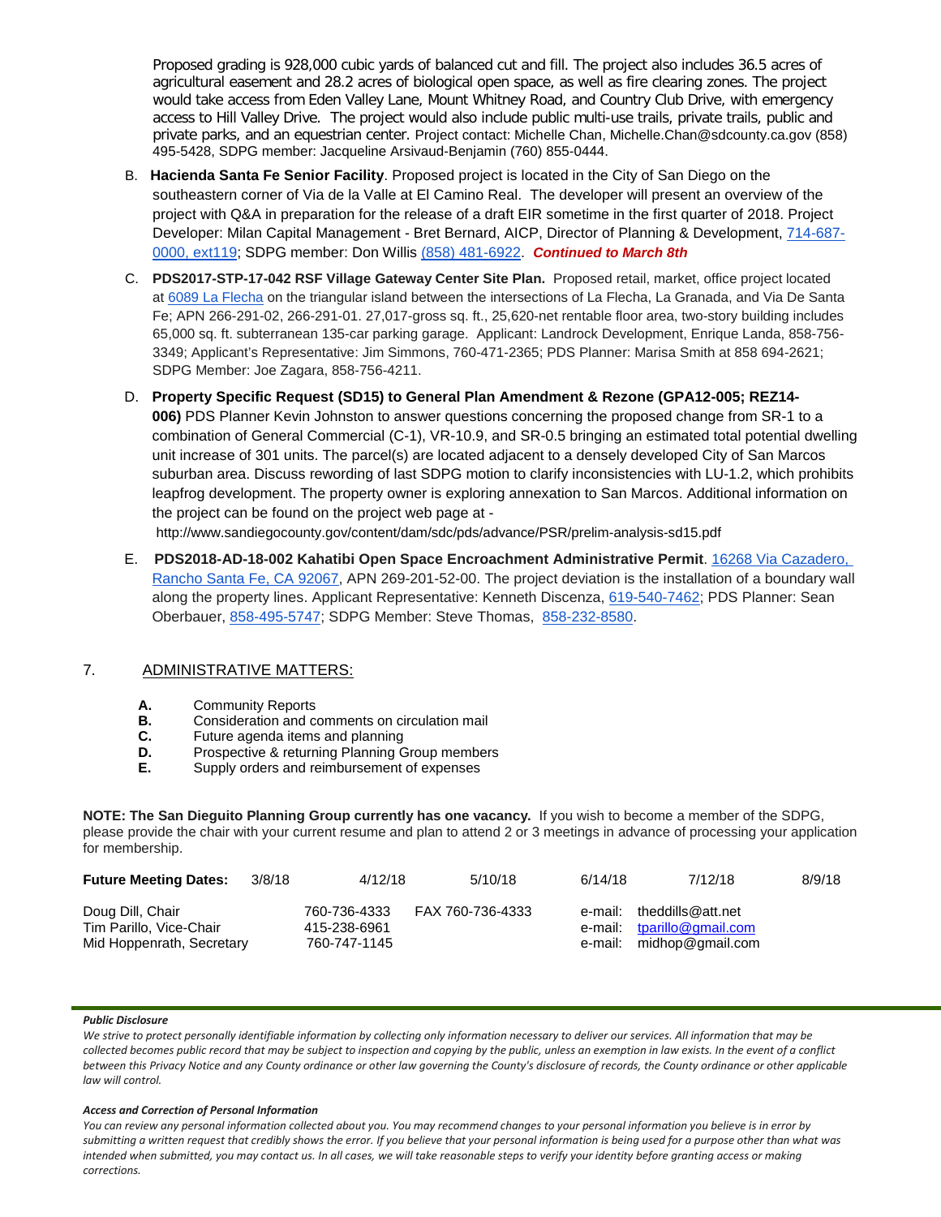Proposed grading is 928,000 cubic yards of balanced cut and fill. The project also includes 36.5 acres of agricultural easement and 28.2 acres of biological open space, as well as fire clearing zones. The project would take access from Eden Valley Lane, Mount Whitney Road, and Country Club Drive, with emergency access to Hill Valley Drive. The project would also include public multi-use trails, private trails, public and private parks, and an equestrian center. Project contact: Michelle Chan, Michelle.Chan@sdcounty.ca.gov (858) 495-5428, SDPG member: Jacqueline Arsivaud-Benjamin (760) 855-0444.

B. **Hacienda Santa Fe Senior Facility**. Proposed project is located in the City of San Diego on the southeastern corner of Via de la Valle at El Camino Real. The developer will present an overview of the project with Q&A in preparation for the release of a draft EIR sometime in the first quarter of 2018. Project Developer: Milan Capital Management - Bret Bernard, AICP, Director of Planning & Development, 714-687-0000, ext119; SDPG member: Don Willis (858) 481-6922. ***Continued to March 8th***

C. **PDS2017-STP-17-042 RSF Village Gateway Center Site Plan.** Proposed retail, market, office project located at 6089 La Flecha on the triangular island between the intersections of La Flecha, La Granada, and Via De Santa Fe; APN 266-291-02, 266-291-01. 27,017-gross sq. ft., 25,620-net rentable floor area, two-story building includes 65,000 sq. ft. subterranean 135-car parking garage. Applicant: Landrock Development, Enrique Landa, 858-756-3349; Applicant's Representative: Jim Simmons, 760-471-2365; PDS Planner: Marisa Smith at 858 694-2621; SDPG Member: Joe Zagara, 858-756-4211.

D. **Property Specific Request (SD15) to General Plan Amendment & Rezone (GPA12-005; REZ14-006)** PDS Planner Kevin Johnston to answer questions concerning the proposed change from SR-1 to a combination of General Commercial (C-1), VR-10.9, and SR-0.5 bringing an estimated total potential dwelling unit increase of 301 units. The parcel(s) are located adjacent to a densely developed City of San Marcos suburban area. Discuss rewording of last SDPG motion to clarify inconsistencies with LU-1.2, which prohibits leapfrog development. The property owner is exploring annexation to San Marcos. Additional information on the project can be found on the project web page at -
http://www.sandiegocounty.gov/content/dam/sdc/pds/advance/PSR/prelim-analysis-sd15.pdf

E. **PDS2018-AD-18-002 Kahatibi Open Space Encroachment Administrative Permit**. 16268 Via Cazadero, Rancho Santa Fe, CA 92067, APN 269-201-52-00. The project deviation is the installation of a boundary wall along the property lines. Applicant Representative: Kenneth Discenza, 619-540-7462; PDS Planner: Sean Oberbauer, 858-495-5747; SDPG Member: Steve Thomas, 858-232-8580.

7. ADMINISTRATIVE MATTERS:

**A.** Community Reports
**B.** Consideration and comments on circulation mail
**C.** Future agenda items and planning
**D.** Prospective & returning Planning Group members
**E.** Supply orders and reimbursement of expenses

**NOTE: The San Dieguito Planning Group currently has one vacancy.** If you wish to become a member of the SDPG, please provide the chair with your current resume and plan to attend 2 or 3 meetings in advance of processing your application for membership.

**Future Meeting Dates:** 3/8/18 4/12/18 5/10/18 6/14/18 7/12/18 8/9/18

| | | | |
|---|---|---|---|
| Doug Dill, Chair | 760-736-4333 | FAX 760-736-4333 | e-mail: theddills@att.net |
| Tim Parillo, Vice-Chair | 415-238-6961 | | e-mail: tparillo@gmail.com |
| Mid Hoppenrath, Secretary | 760-747-1145 | | e-mail: midhop@gmail.com |

***Public Disclosure***

*We strive to protect personally identifiable information by collecting only information necessary to deliver our services. All information that may be collected becomes public record that may be subject to inspection and copying by the public, unless an exemption in law exists. In the event of a conflict between this Privacy Notice and any County ordinance or other law governing the County's disclosure of records, the County ordinance or other applicable law will control.*

***Access and Correction of Personal Information***

*You can review any personal information collected about you. You may recommend changes to your personal information you believe is in error by submitting a written request that credibly shows the error. If you believe that your personal information is being used for a purpose other than what was intended when submitted, you may contact us. In all cases, we will take reasonable steps to verify your identity before granting access or making corrections.*